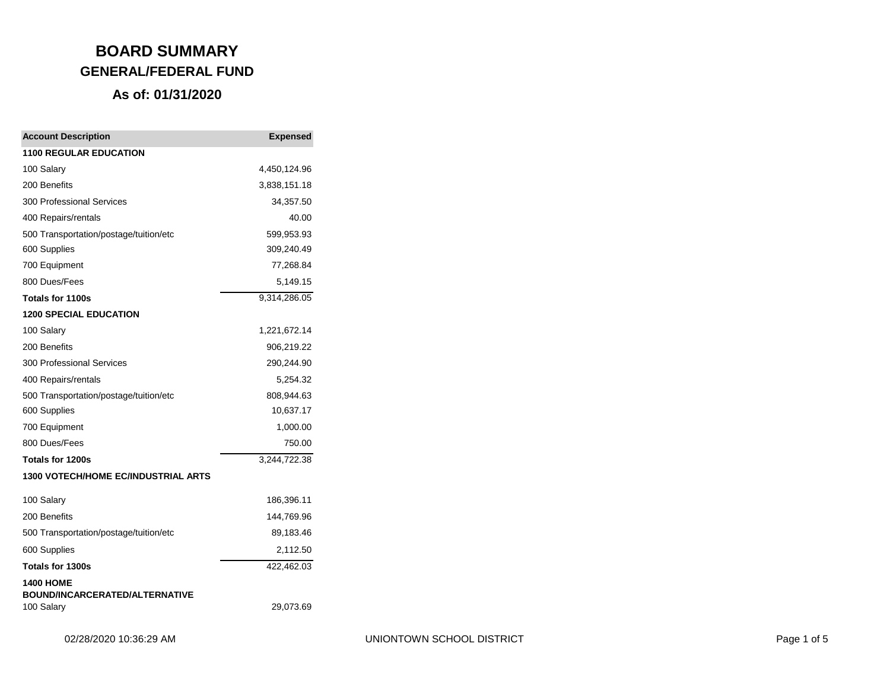# BOARD SUMMARY
## GENERAL/FEDERAL FUND
### As of: 01/31/2020

| Account Description | Expensed |
|---|---:|
| **1100 REGULAR EDUCATION** | |
| 100 Salary | 4,450,124.96 |
| 200 Benefits | 3,838,151.18 |
| 300 Professional Services | 34,357.50 |
| 400 Repairs/rentals | 40.00 |
| 500 Transportation/postage/tuition/etc | 599,953.93 |
| 600 Supplies | 309,240.49 |
| 700 Equipment | 77,268.84 |
| 800 Dues/Fees | 5,149.15 |
| **Totals for 1100s** | 9,314,286.05 |
| **1200 SPECIAL EDUCATION** | |
| 100 Salary | 1,221,672.14 |
| 200 Benefits | 906,219.22 |
| 300 Professional Services | 290,244.90 |
| 400 Repairs/rentals | 5,254.32 |
| 500 Transportation/postage/tuition/etc | 808,944.63 |
| 600 Supplies | 10,637.17 |
| 700 Equipment | 1,000.00 |
| 800 Dues/Fees | 750.00 |
| **Totals for 1200s** | 3,244,722.38 |
| **1300 VOTECH/HOME EC/INDUSTRIAL ARTS** | |
| 100 Salary | 186,396.11 |
| 200 Benefits | 144,769.96 |
| 500 Transportation/postage/tuition/etc | 89,183.46 |
| 600 Supplies | 2,112.50 |
| **Totals for 1300s** | 422,462.03 |
| **1400 HOME BOUND/INCARCERATED/ALTERNATIVE** | |
| 100 Salary | 29,073.69 |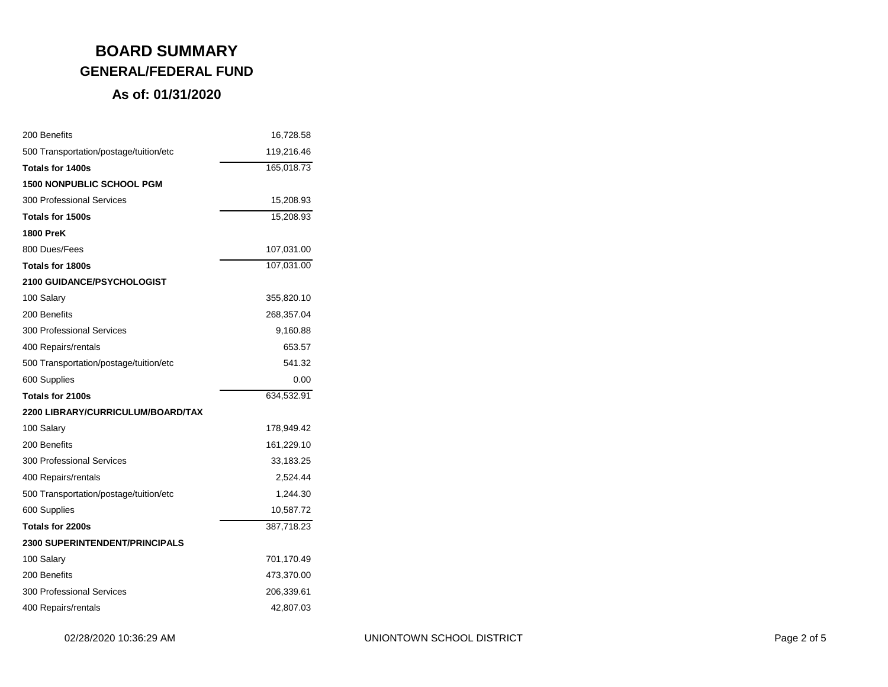# BOARD SUMMARY

## GENERAL/FEDERAL FUND

### As of: 01/31/2020

| | |
|---|---|
| 200 Benefits | 16,728.58 |
| 500 Transportation/postage/tuition/etc | 119,216.46 |
| **Totals for 1400s** | 165,018.73 |
| **1500 NONPUBLIC SCHOOL PGM** | |
| 300 Professional Services | 15,208.93 |
| **Totals for 1500s** | 15,208.93 |
| **1800 PreK** | |
| 800 Dues/Fees | 107,031.00 |
| **Totals for 1800s** | 107,031.00 |
| **2100 GUIDANCE/PSYCHOLOGIST** | |
| 100 Salary | 355,820.10 |
| 200 Benefits | 268,357.04 |
| 300 Professional Services | 9,160.88 |
| 400 Repairs/rentals | 653.57 |
| 500 Transportation/postage/tuition/etc | 541.32 |
| 600 Supplies | 0.00 |
| **Totals for 2100s** | 634,532.91 |
| **2200 LIBRARY/CURRICULUM/BOARD/TAX** | |
| 100 Salary | 178,949.42 |
| 200 Benefits | 161,229.10 |
| 300 Professional Services | 33,183.25 |
| 400 Repairs/rentals | 2,524.44 |
| 500 Transportation/postage/tuition/etc | 1,244.30 |
| 600 Supplies | 10,587.72 |
| **Totals for 2200s** | 387,718.23 |
| **2300 SUPERINTENDENT/PRINCIPALS** | |
| 100 Salary | 701,170.49 |
| 200 Benefits | 473,370.00 |
| 300 Professional Services | 206,339.61 |
| 400 Repairs/rentals | 42,807.03 |

02/28/2020 10:36:29 AM UNIONTOWN SCHOOL DISTRICT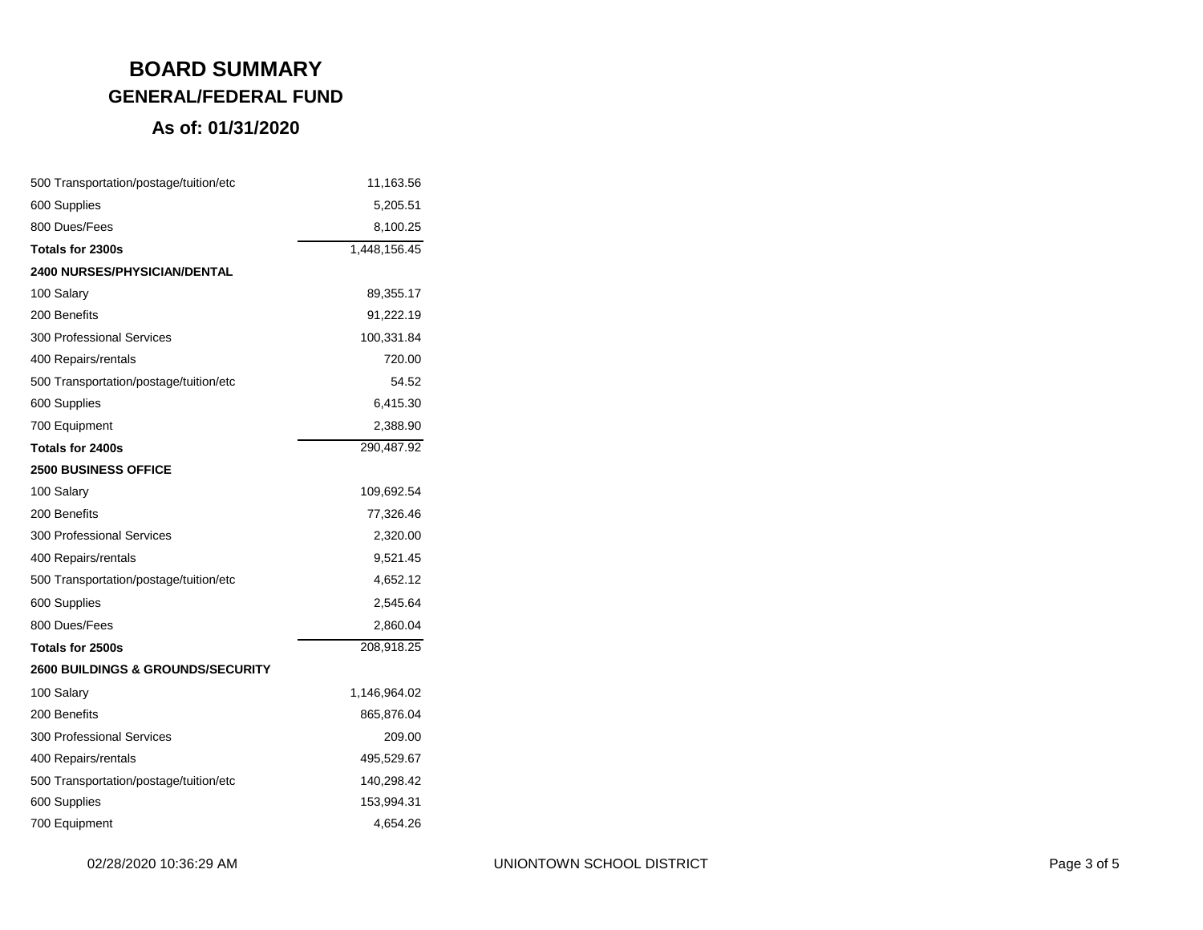# BOARD SUMMARY

## GENERAL/FEDERAL FUND

### As of: 01/31/2020

| | |
|---|---:|
| 500 Transportation/postage/tuition/etc | 11,163.56 |
| 600 Supplies | 5,205.51 |
| 800 Dues/Fees | 8,100.25 |
| **Totals for 2300s** | 1,448,156.45 |
| **2400 NURSES/PHYSICIAN/DENTAL** | |
| 100 Salary | 89,355.17 |
| 200 Benefits | 91,222.19 |
| 300 Professional Services | 100,331.84 |
| 400 Repairs/rentals | 720.00 |
| 500 Transportation/postage/tuition/etc | 54.52 |
| 600 Supplies | 6,415.30 |
| 700 Equipment | 2,388.90 |
| **Totals for 2400s** | 290,487.92 |
| **2500 BUSINESS OFFICE** | |
| 100 Salary | 109,692.54 |
| 200 Benefits | 77,326.46 |
| 300 Professional Services | 2,320.00 |
| 400 Repairs/rentals | 9,521.45 |
| 500 Transportation/postage/tuition/etc | 4,652.12 |
| 600 Supplies | 2,545.64 |
| 800 Dues/Fees | 2,860.04 |
| **Totals for 2500s** | 208,918.25 |
| **2600 BUILDINGS & GROUNDS/SECURITY** | |
| 100 Salary | 1,146,964.02 |
| 200 Benefits | 865,876.04 |
| 300 Professional Services | 209.00 |
| 400 Repairs/rentals | 495,529.67 |
| 500 Transportation/postage/tuition/etc | 140,298.42 |
| 600 Supplies | 153,994.31 |
| 700 Equipment | 4,654.26 |

02/28/2020 10:36:29 AM UNIONTOWN SCHOOL DISTRICT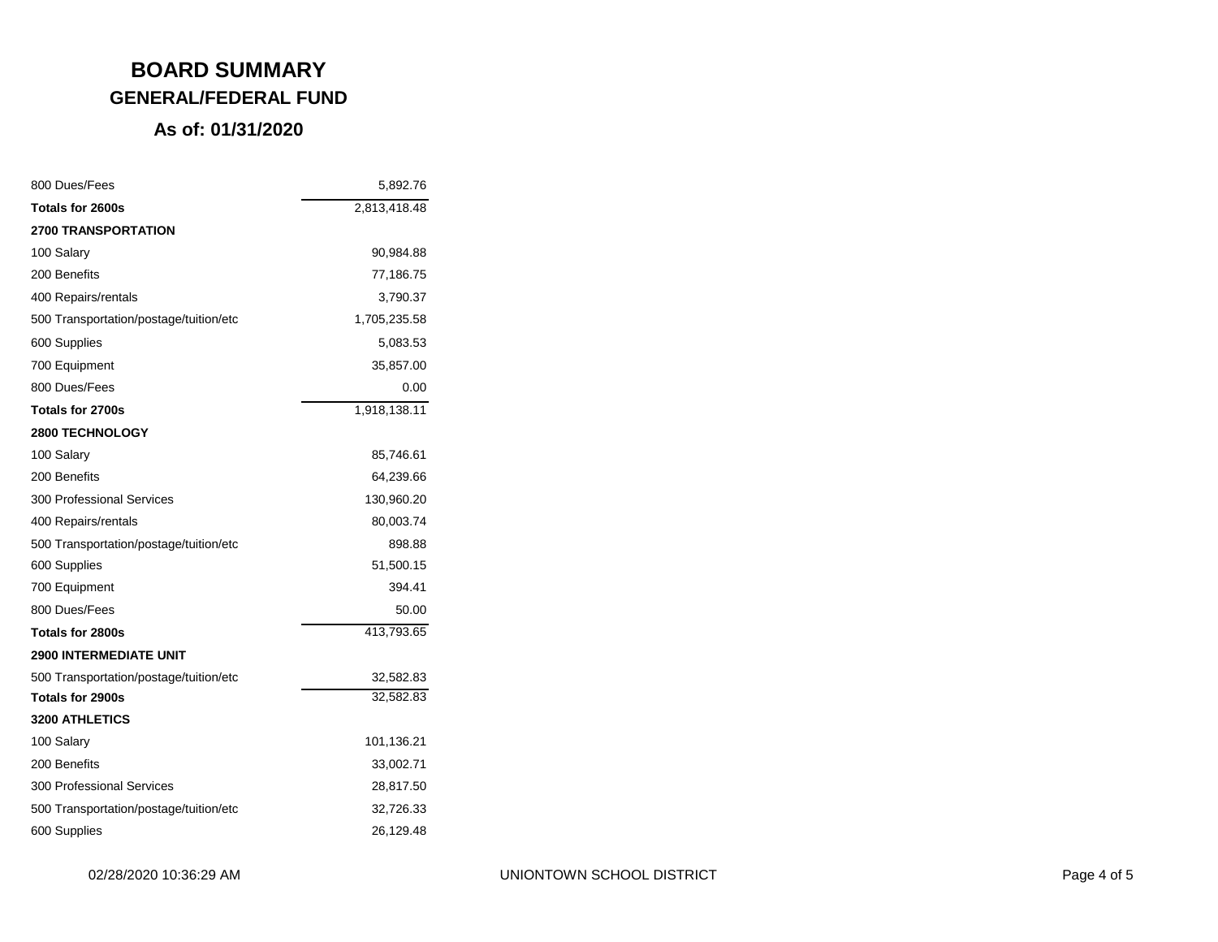# BOARD SUMMARY

## GENERAL/FEDERAL FUND

### As of: 01/31/2020

| | |
|---|---:|
| 800 Dues/Fees | 5,892.76 |
| **Totals for 2600s** | 2,813,418.48 |
| **2700 TRANSPORTATION** | |
| 100 Salary | 90,984.88 |
| 200 Benefits | 77,186.75 |
| 400 Repairs/rentals | 3,790.37 |
| 500 Transportation/postage/tuition/etc | 1,705,235.58 |
| 600 Supplies | 5,083.53 |
| 700 Equipment | 35,857.00 |
| 800 Dues/Fees | 0.00 |
| **Totals for 2700s** | 1,918,138.11 |
| **2800 TECHNOLOGY** | |
| 100 Salary | 85,746.61 |
| 200 Benefits | 64,239.66 |
| 300 Professional Services | 130,960.20 |
| 400 Repairs/rentals | 80,003.74 |
| 500 Transportation/postage/tuition/etc | 898.88 |
| 600 Supplies | 51,500.15 |
| 700 Equipment | 394.41 |
| 800 Dues/Fees | 50.00 |
| **Totals for 2800s** | 413,793.65 |
| **2900 INTERMEDIATE UNIT** | |
| 500 Transportation/postage/tuition/etc | 32,582.83 |
| **Totals for 2900s** | 32,582.83 |
| **3200 ATHLETICS** | |
| 100 Salary | 101,136.21 |
| 200 Benefits | 33,002.71 |
| 300 Professional Services | 28,817.50 |
| 500 Transportation/postage/tuition/etc | 32,726.33 |
| 600 Supplies | 26,129.48 |

02/28/2020 10:36:29 AM UNIONTOWN SCHOOL DISTRICT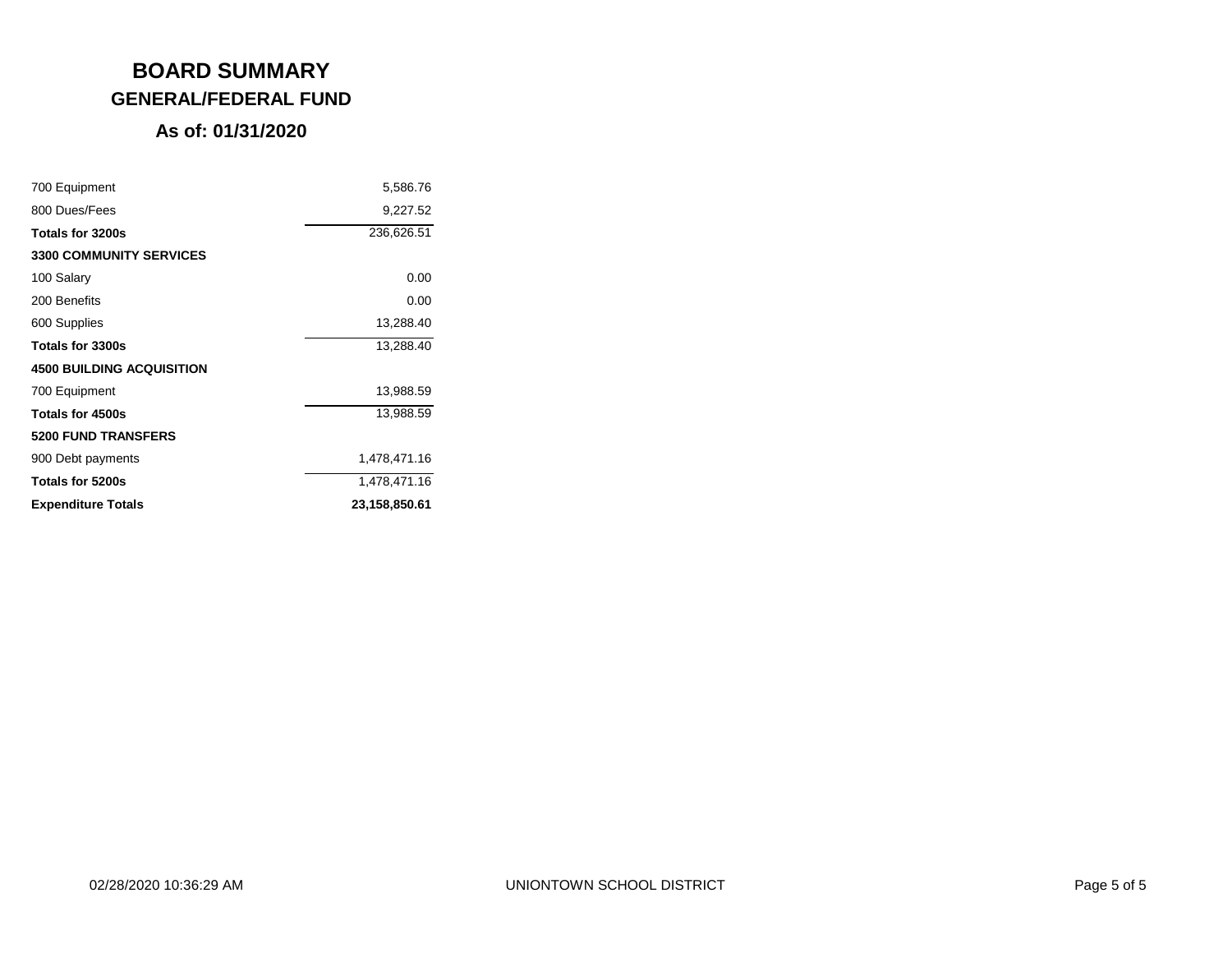# BOARD SUMMARY

## GENERAL/FEDERAL FUND

### As of: 01/31/2020

| | |
|---|---|
| 700 Equipment | 5,586.76 |
| 800 Dues/Fees | 9,227.52 |
| **Totals for 3200s** | 236,626.51 |
| **3300 COMMUNITY SERVICES** | |
| 100 Salary | 0.00 |
| 200 Benefits | 0.00 |
| 600 Supplies | 13,288.40 |
| **Totals for 3300s** | 13,288.40 |
| **4500 BUILDING ACQUISITION** | |
| 700 Equipment | 13,988.59 |
| **Totals for 4500s** | 13,988.59 |
| **5200 FUND TRANSFERS** | |
| 900 Debt payments | 1,478,471.16 |
| **Totals for 5200s** | 1,478,471.16 |
| **Expenditure Totals** | **23,158,850.61** |